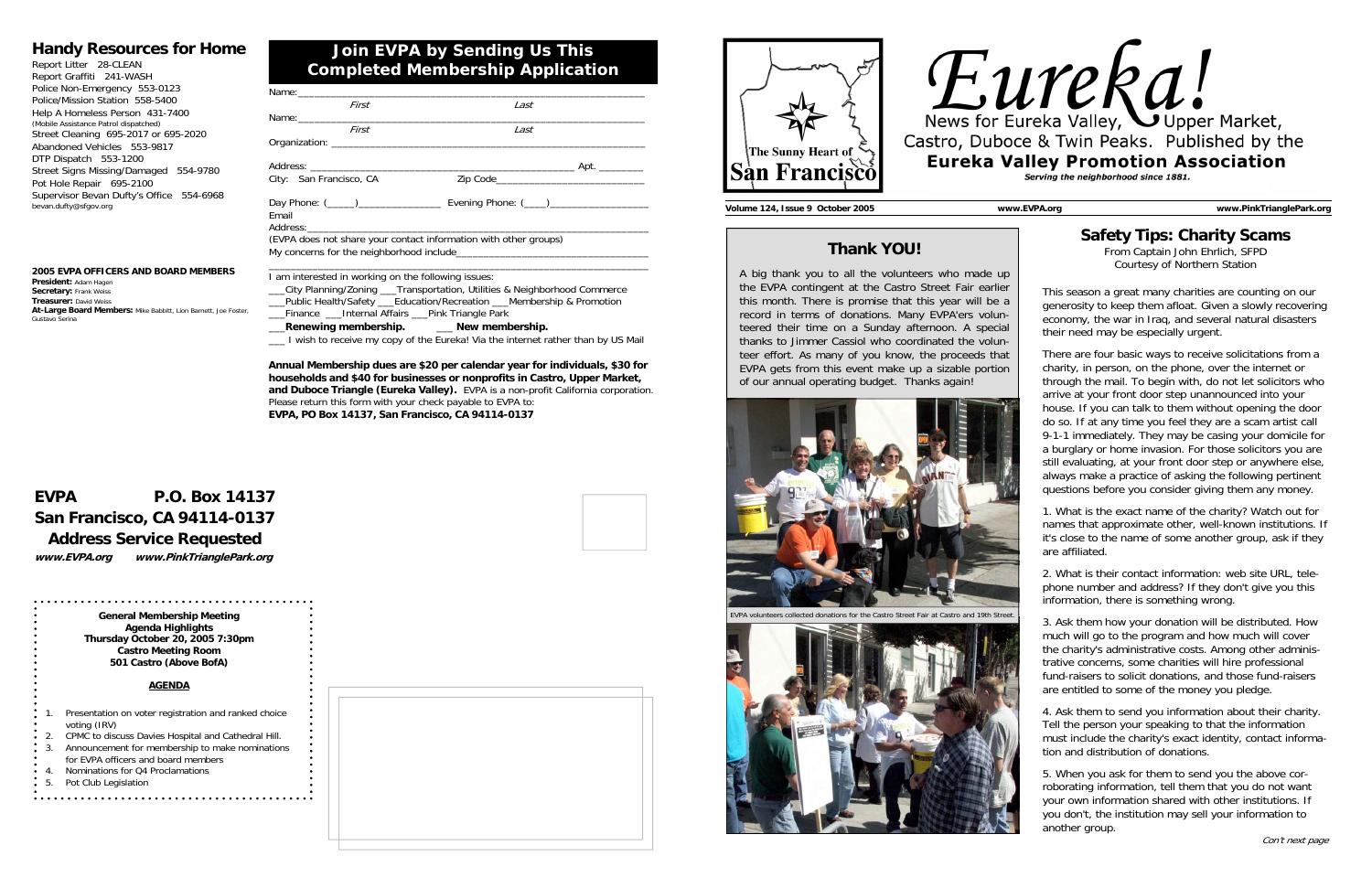## Handy Resources for Home

Report Litter 28-CLEAN
Report Graffiti 241-WASH
Police Non-Emergency 553-0123
Police/Mission Station 558-5400
Help A Homeless Person 431-7400
(Mobile Assistance Patrol dispatched)
Street Cleaning 695-2017 or 695-2020
Abandoned Vehicles 553-9817
DTP Dispatch 553-1200
Street Signs Missing/Damaged 554-9780
Pot Hole Repair 695-2100
Supervisor Bevan Dufty's Office 554-6968
bevan.dufty@sfgov.org

**2005 EVPA OFFICERS AND BOARD MEMBERS**
**President:** Adam Hagen
**Secretary:** Frank Weiss
**Treasurer:** David Weiss
**At-Large Board Members:** Mike Babbitt, Lion Barnett, Joe Foster, Gustavo Serina

## Join EVPA by Sending Us This Completed Membership Application

Name:______________________________________________
First Last
Name:______________________________________________
First Last
Organization: ________________________________________
Address: _________________________________ Apt. ________
City: San Francisco, CA Zip Code_______________________
Day Phone: (_____)_____________ Evening Phone: (____)______________
Email
Address:____________________________________________
(EVPA does not share your contact information with other groups)
My concerns for the neighborhood include_________________________
____________________________________________________

I am interested in working on the following issues:
___City Planning/Zoning ___Transportation, Utilities & Neighborhood Commerce
___Public Health/Safety ___Education/Recreation ___Membership & Promotion
___Finance ___Internal Affairs ___Pink Triangle Park
___**Renewing membership.** ___ **New membership.**
___ I wish to receive my copy of the Eureka! Via the internet rather than by US Mail

**Annual Membership dues are $20 per calendar year for individuals, $30 for households and $40 for businesses or nonprofits in Castro, Upper Market, and Duboce Triangle (Eureka Valley).** EVPA is a non-profit California corporation. Please return this form with your check payable to EVPA to:
**EVPA, PO Box 14137, San Francisco, CA 94114-0137**

## EVPA P.O. Box 14137
## San Francisco, CA 94114-0137
## Address Service Requested

***www.EVPA.org www.PinkTrianglePark.org***

**General Membership Meeting**
**Agenda Highlights**
**Thursday October 20, 2005 7:30pm**
**Castro Meeting Room**
**501 Castro (Above BofA)**

**AGENDA**

1. Presentation on voter registration and ranked choice voting (IRV)
2. CPMC to discuss Davies Hospital and Cathedral Hill.
3. Announcement for membership to make nominations for EVPA officers and board members
4. Nominations for Q4 Proclamations
5. Pot Club Legislation

The Sunny Heart of San Francisco

# Eureka!

News for Eureka Valley, Upper Market, Castro, Duboce & Twin Peaks. Published by the
**Eureka Valley Promotion Association**
*Serving the neighborhood since 1881.*

**Volume 124, Issue 9 October 2005** **www.EVPA.org** **www.PinkTrianglePark.org**

## Thank YOU!

A big thank you to all the volunteers who made up the EVPA contingent at the Castro Street Fair earlier this month. There is promise that this year will be a record in terms of donations. Many EVPA'ers volunteered their time on a Sunday afternoon. A special thanks to Jimmer Cassiol who coordinated the volunteer effort. As many of you know, the proceeds that EVPA gets from this event make up a sizable portion of our annual operating budget. Thanks again!

EVPA volunteers collected donations for the Castro Street Fair at Castro and 19th Street.

## Safety Tips: Charity Scams

From Captain John Ehrlich, SFPD
Courtesy of Northern Station

This season a great many charities are counting on our generosity to keep them afloat. Given a slowly recovering economy, the war in Iraq, and several natural disasters their need may be especially urgent.

There are four basic ways to receive solicitations from a charity, in person, on the phone, over the internet or through the mail. To begin with, do not let solicitors who arrive at your front door step unannounced into your house. If you can talk to them without opening the door do so. If at any time you feel they are a scam artist call 9-1-1 immediately. They may be casing your domicile for a burglary or home invasion. For those solicitors you are still evaluating, at your front door step or anywhere else, always make a practice of asking the following pertinent questions before you consider giving them any money.

1. What is the exact name of the charity? Watch out for names that approximate other, well-known institutions. If it's close to the name of some another group, ask if they are affiliated.

2. What is their contact information: web site URL, telephone number and address? If they don't give you this information, there is something wrong.

3. Ask them how your donation will be distributed. How much will go to the program and how much will cover the charity's administrative costs. Among other administrative concerns, some charities will hire professional fund-raisers to solicit donations, and those fund-raisers are entitled to some of the money you pledge.

4. Ask them to send you information about their charity. Tell the person your speaking to that the information must include the charity's exact identity, contact information and distribution of donations.

5. When you ask for them to send you the above corroborating information, tell them that you do not want your own information shared with other institutions. If you don't, the institution may sell your information to another group.

*Con't next page*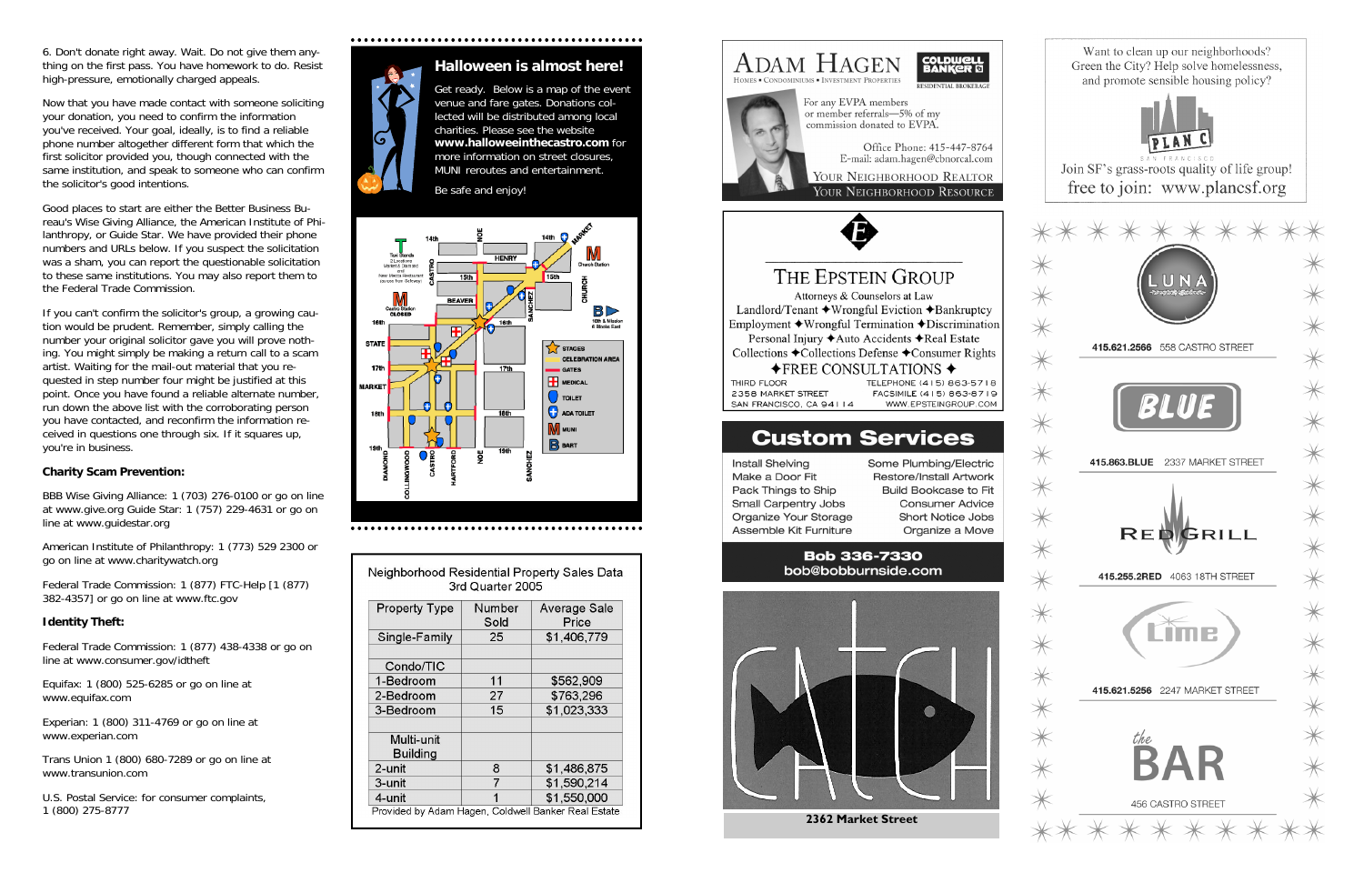6. Don't donate right away. Wait. Do not give them anything on the first pass. You have homework to do. Resist high-pressure, emotionally charged appeals.

Now that you have made contact with someone soliciting your donation, you need to confirm the information you've received. Your goal, ideally, is to find a reliable phone number altogether different form that which the first solicitor provided you, though connected with the same institution, and speak to someone who can confirm the solicitor's good intentions.

Good places to start are either the Better Business Bureau's Wise Giving Alliance, the American Institute of Philanthropy, or Guide Star. We have provided their phone numbers and URLs below. If you suspect the solicitation was a sham, you can report the questionable solicitation to these same institutions. You may also report them to the Federal Trade Commission.

If you can't confirm the solicitor's group, a growing caution would be prudent. Remember, simply calling the number your original solicitor gave you will prove nothing. You might simply be making a return call to a scam artist. Waiting for the mail-out material that you requested in step number four might be justified at this point. Once you have found a reliable alternate number, run down the above list with the corroborating person you have contacted, and reconfirm the information received in questions one through six. If it squares up, you're in business.

**Charity Scam Prevention:**

BBB Wise Giving Alliance: 1 (703) 276-0100 or go on line at www.give.org Guide Star: 1 (757) 229-4631 or go on line at www.guidestar.org

American Institute of Philanthropy: 1 (773) 529 2300 or go on line at www.charitywatch.org

Federal Trade Commission: 1 (877) FTC-Help [1 (877) 382-4357] or go on line at www.ftc.gov

**Identity Theft:**

Federal Trade Commission: 1 (877) 438-4338 or go on line at www.consumer.gov/idtheft

Equifax: 1 (800) 525-6285 or go on line at www.equifax.com

Experian: 1 (800) 311-4769 or go on line at www.experian.com

Trans Union 1 (800) 680-7289 or go on line at www.transunion.com

U.S. Postal Service: for consumer complaints, 1 (800) 275-8777

## Halloween is almost here!

Get ready. Below is a map of the event venue and fare gates. Donations collected will be distributed among local charities. Please see the website **www.halloweeinthecastro.com** for more information on street closures, MUNI reroutes and entertainment.

Be safe and enjoy!

14th
NOE
14th
MARKET
HENRY
Church Station
Taxi Stands
15th
15th
CASTRO
CHURCH
BEAVER
SANCHEZ
Castro Station CLOSED
16th & Mission 6 Blocks East
16th
16th
STATE
STAGES
CELEBRATION AREA
GATES
17th
17th
MEDICAL
MARKET
TOILET
ADA TOILET
18th
18th
MUNI
BART
19th
19th
DIAMOND
COLLINGWOOD
CASTRO
HARTFORD
NOE
SANCHEZ

Neighborhood Residential Property Sales Data
3rd Quarter 2005

| Property Type | Number Sold | Average Sale Price |
|---|---|---|
| Single-Family | 25 | $1,406,779 |
| | | |
| Condo/TIC | | |
| 1-Bedroom | 11 | $562,909 |
| 2-Bedroom | 27 | $763,296 |
| 3-Bedroom | 15 | $1,023,333 |
| | | |
| Multi-unit Building | | |
| 2-unit | 8 | $1,486,875 |
| 3-unit | 7 | $1,590,214 |
| 4-unit | 1 | $1,550,000 |

Provided by Adam Hagen, Coldwell Banker Real Estate

**ADAM HAGEN**
HOMES • CONDOMINIUMS • INVESTMENT PROPERTIES
COLDWELL BANKER RESIDENTIAL BROKERAGE

For any EVPA members or member referrals—5% of my commission donated to EVPA.

Office Phone: 415-447-8764
E-mail: adam.hagen@cbnorcal.com

YOUR NEIGHBORHOOD REALTOR
YOUR NEIGHBORHOOD RESOURCE

**THE EPSTEIN GROUP**
Attorneys & Counselors at Law
Landlord/Tenant ✦Wrongful Eviction ✦Bankruptcy
Employment ✦Wrongful Termination ✦Discrimination
Personal Injury ✦Auto Accidents ✦Real Estate
Collections ✦Collections Defense ✦Consumer Rights
✦FREE CONSULTATIONS ✦
THIRD FLOOR
2358 MARKET STREET
SAN FRANCISCO, CA 94114
TELEPHONE (415) 863-5718
FACSIMILE (415) 863-8719
WWW.EPSTEINGROUP.COM

## Custom Services

Install Shelving
Make a Door Fit
Pack Things to Ship
Small Carpentry Jobs
Organize Your Storage
Assemble Kit Furniture
Some Plumbing/Electric
Restore/Install Artwork
Build Bookcase to Fit
Consumer Advice
Short Notice Jobs
Organize a Move

**Bob 336-7330**
**bob@bobburnside.com**

CATCH
**2362 Market Street**

Want to clean up our neighborhoods? Green the City? Help solve homelessness, and promote sensible housing policy?

PLAN C SAN FRANCISCO
Join SF's grass-roots quality of life group!
free to join: www.plancsf.org

LUNA
**415.621.2566** 558 CASTRO STREET

BLUE
**415.863.BLUE** 2337 MARKET STREET

RED GRILL
**415.255.2RED** 4063 18TH STREET

Lime
**415.621.5256** 2247 MARKET STREET

the BAR
456 CASTRO STREET